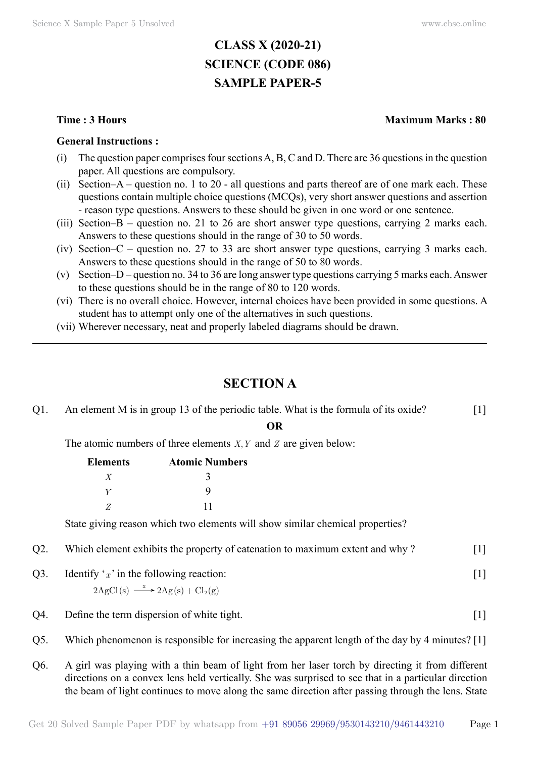# CLASS X (2020-21)
# SCIENCE (CODE 086)
# SAMPLE PAPER-5

**Time : 3 Hours** **Maximum Marks : 80**

**General Instructions :**

(i) The question paper comprises four sections A, B, C and D. There are 36 questions in the question paper. All questions are compulsory.

(ii) Section–A – question no. 1 to 20 - all questions and parts thereof are of one mark each. These questions contain multiple choice questions (MCQs), very short answer questions and assertion - reason type questions. Answers to these should be given in one word or one sentence.

(iii) Section–B – question no. 21 to 26 are short answer type questions, carrying 2 marks each. Answers to these questions should in the range of 30 to 50 words.

(iv) Section–C – question no. 27 to 33 are short answer type questions, carrying 3 marks each. Answers to these questions should in the range of 50 to 80 words.

(v) Section–D – question no. 34 to 36 are long answer type questions carrying 5 marks each. Answer to these questions should be in the range of 80 to 120 words.

(vi) There is no overall choice. However, internal choices have been provided in some questions. A student has to attempt only one of the alternatives in such questions.

(vii) Wherever necessary, neat and properly labeled diagrams should be drawn.

---

## SECTION A

Q1. An element M is in group 13 of the periodic table. What is the formula of its oxide? [1]

**OR**

The atomic numbers of three elements $X, Y$ and $Z$ are given below:

| Elements | Atomic Numbers |
|---|---|
| $X$ | 3 |
| $Y$ | 9 |
| $Z$ | 11 |

State giving reason which two elements will show similar chemical properties?

Q2. Which element exhibits the property of catenation to maximum extent and why ? [1]

Q3. Identify '$x$' in the following reaction: [1]

$$2AgCl(s) \xrightarrow{x} 2Ag(s) + Cl_2(g)$$

Q4. Define the term dispersion of white tight. [1]

Q5. Which phenomenon is responsible for increasing the apparent length of the day by 4 minutes? [1]

Q6. A girl was playing with a thin beam of light from her laser torch by directing it from different directions on a convex lens held vertically. She was surprised to see that in a particular direction the beam of light continues to move along the same direction after passing through the lens. State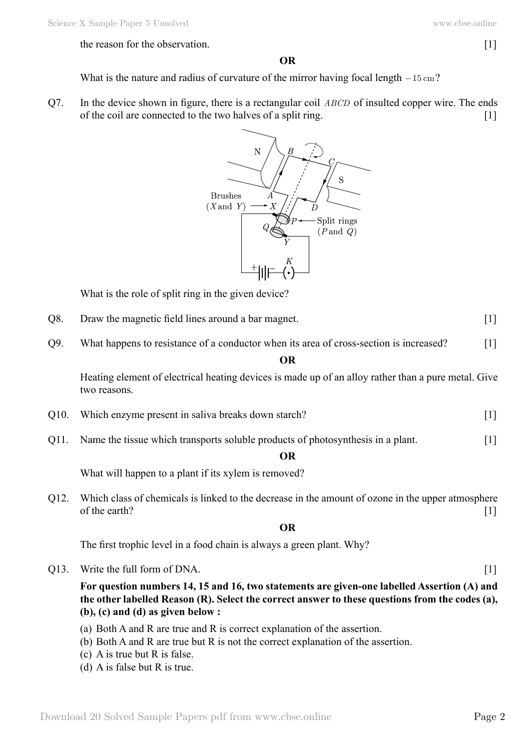the reason for the observation. [1]

**OR**

What is the nature and radius of curvature of the mirror having focal length $-15\text{ cm}$?

Q7. In the device shown in figure, there is a rectangular coil $ABCD$ of insulted copper wire. The ends of the coil are connected to the two halves of a split ring. [1]

What is the role of split ring in the given device?

Q8. Draw the magnetic field lines around a bar magnet. [1]

Q9. What happens to resistance of a conductor when its area of cross-section is increased? [1]

**OR**

Heating element of electrical heating devices is made up of an alloy rather than a pure metal. Give two reasons.

Q10. Which enzyme present in saliva breaks down starch? [1]

Q11. Name the tissue which transports soluble products of photosynthesis in a plant. [1]

**OR**

What will happen to a plant if its xylem is removed?

Q12. Which class of chemicals is linked to the decrease in the amount of ozone in the upper atmosphere of the earth? [1]

**OR**

The first trophic level in a food chain is always a green plant. Why?

Q13. Write the full form of DNA. [1]

**For question numbers 14, 15 and 16, two statements are given-one labelled Assertion (A) and the other labelled Reason (R). Select the correct answer to these questions from the codes (a), (b), (c) and (d) as given below :**

(a) Both A and R are true and R is correct explanation of the assertion.
(b) Both A and R are true but R is not the correct explanation of the assertion.
(c) A is true but R is false.
(d) A is false but R is true.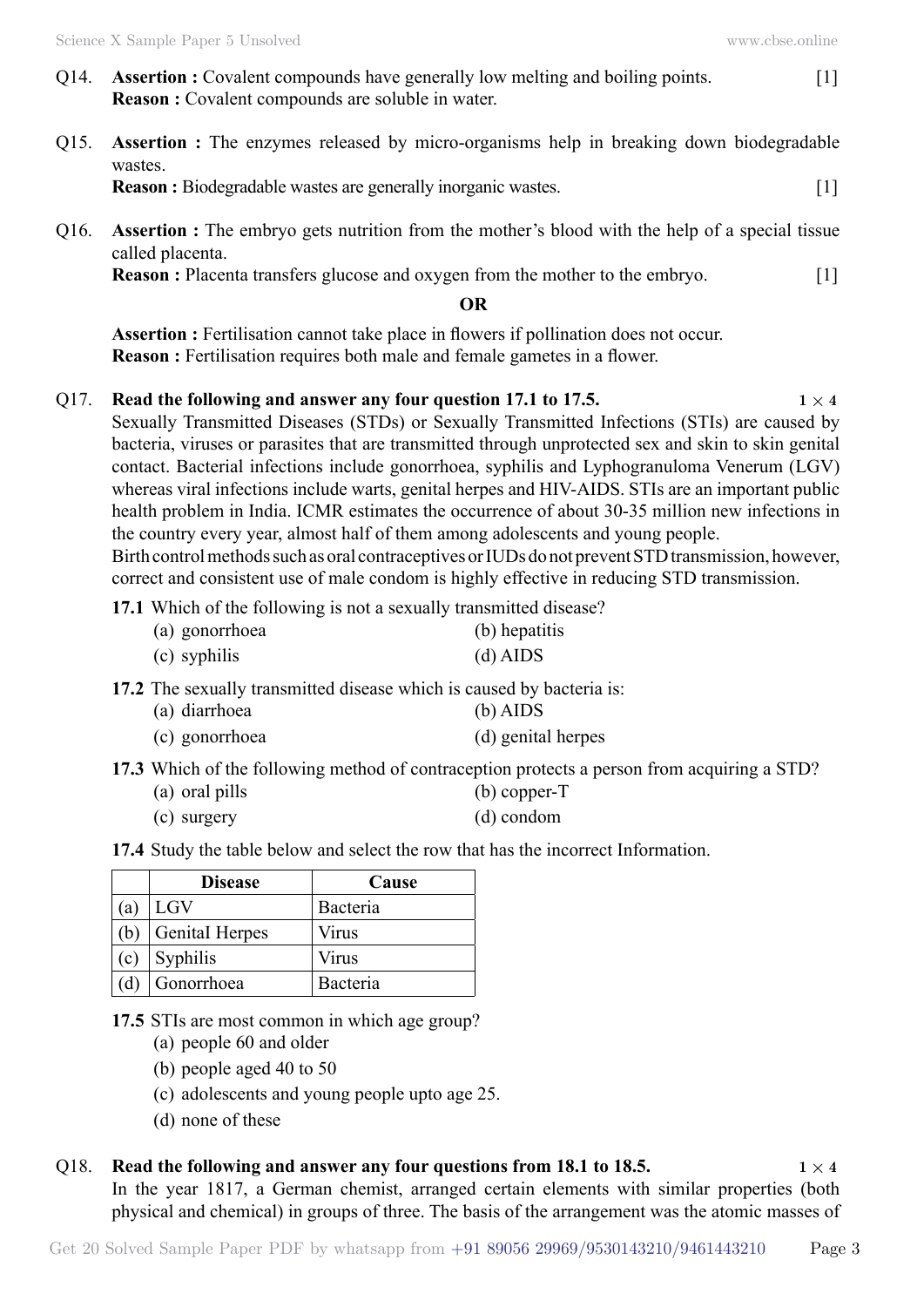Q14. **Assertion :** Covalent compounds have generally low melting and boiling points. [1]
**Reason :** Covalent compounds are soluble in water.

Q15. **Assertion :** The enzymes released by micro-organisms help in breaking down biodegradable wastes.
**Reason :** Biodegradable wastes are generally inorganic wastes. [1]

Q16. **Assertion :** The embryo gets nutrition from the mother's blood with the help of a special tissue called placenta.
**Reason :** Placenta transfers glucose and oxygen from the mother to the embryo. [1]

**OR**

**Assertion :** Fertilisation cannot take place in flowers if pollination does not occur.
**Reason :** Fertilisation requires both male and female gametes in a flower.

Q17. **Read the following and answer any four question 17.1 to 17.5.** $1 \times 4$

Sexually Transmitted Diseases (STDs) or Sexually Transmitted Infections (STIs) are caused by bacteria, viruses or parasites that are transmitted through unprotected sex and skin to skin genital contact. Bacterial infections include gonorrhoea, syphilis and Lyphogranuloma Venerum (LGV) whereas viral infections include warts, genital herpes and HIV-AIDS. STIs are an important public health problem in India. ICMR estimates the occurrence of about 30-35 million new infections in the country every year, almost half of them among adolescents and young people.

Birth control methods such as oral contraceptives or IUDs do not prevent STD transmission, however, correct and consistent use of male condom is highly effective in reducing STD transmission.

**17.1** Which of the following is not a sexually transmitted disease?
(a) gonorrhoea
(b) hepatitis
(c) syphilis
(d) AIDS

**17.2** The sexually transmitted disease which is caused by bacteria is:
(a) diarrhoea
(b) AIDS
(c) gonorrhoea
(d) genital herpes

**17.3** Which of the following method of contraception protects a person from acquiring a STD?
(a) oral pills
(b) copper-T
(c) surgery
(d) condom

**17.4** Study the table below and select the row that has the incorrect Information.

| | Disease | Cause |
|---|---|---|
| (a) | LGV | Bacteria |
| (b) | Genital Herpes | Virus |
| (c) | Syphilis | Virus |
| (d) | Gonorrhoea | Bacteria |

**17.5** STIs are most common in which age group?
(a) people 60 and older
(b) people aged 40 to 50
(c) adolescents and young people upto age 25.
(d) none of these

Q18. **Read the following and answer any four questions from 18.1 to 18.5.** $1 \times 4$

In the year 1817, a German chemist, arranged certain elements with similar properties (both physical and chemical) in groups of three. The basis of the arrangement was the atomic masses of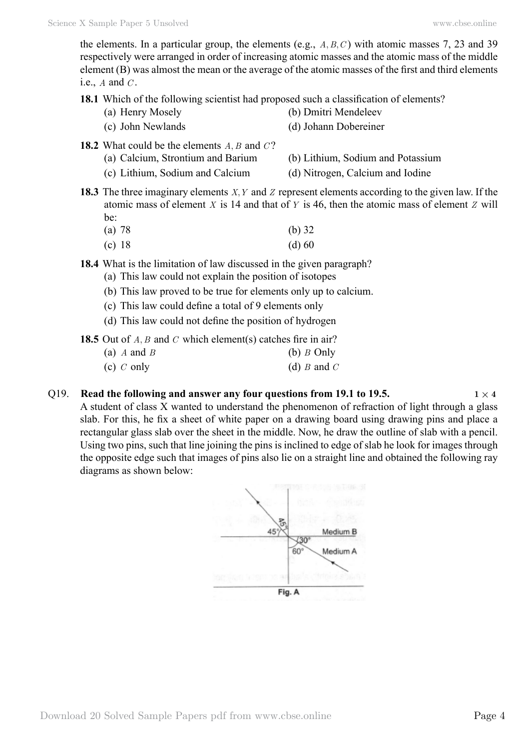the elements. In a particular group, the elements (e.g., $A, B, C$) with atomic masses 7, 23 and 39 respectively were arranged in order of increasing atomic masses and the atomic mass of the middle element (B) was almost the mean or the average of the atomic masses of the first and third elements i.e., $A$ and $C$.

**18.1** Which of the following scientist had proposed such a classification of elements?

(a) Henry Mosely
(b) Dmitri Mendeleev
(c) John Newlands
(d) Johann Dobereiner

**18.2** What could be the elements $A, B$ and $C$?

(a) Calcium, Strontium and Barium
(b) Lithium, Sodium and Potassium
(c) Lithium, Sodium and Calcium
(d) Nitrogen, Calcium and Iodine

**18.3** The three imaginary elements $X, Y$ and $Z$ represent elements according to the given law. If the atomic mass of element $X$ is 14 and that of $Y$ is 46, then the atomic mass of element $Z$ will be:

(a) 78
(b) 32
(c) 18
(d) 60

**18.4** What is the limitation of law discussed in the given paragraph?

(a) This law could not explain the position of isotopes
(b) This law proved to be true for elements only up to calcium.
(c) This law could define a total of 9 elements only
(d) This law could not define the position of hydrogen

**18.5** Out of $A, B$ and $C$ which element(s) catches fire in air?

(a) $A$ and $B$
(b) $B$ Only
(c) $C$ only
(d) $B$ and $C$

Q19. **Read the following and answer any four questions from 19.1 to 19.5.** $1 \times 4$

A student of class X wanted to understand the phenomenon of refraction of light through a glass slab. For this, he fix a sheet of white paper on a drawing board using drawing pins and place a rectangular glass slab over the sheet in the middle. Now, he draw the outline of slab with a pencil. Using two pins, such that line joining the pins is inclined to edge of slab he look for images through the opposite edge such that images of pins also lie on a straight line and obtained the following ray diagrams as shown below:

Fig. A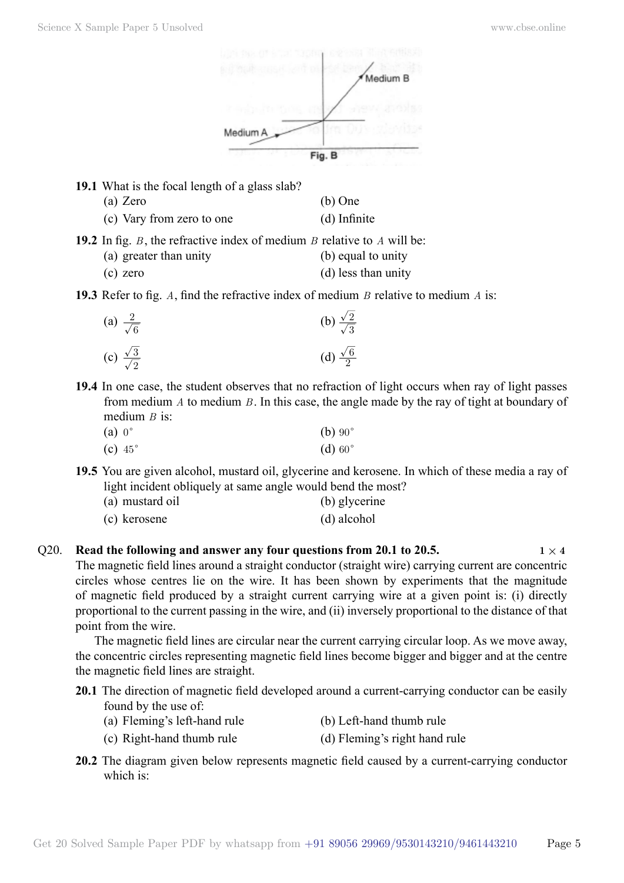Medium B

Medium A

Fig. B

**19.1** What is the focal length of a glass slab?

(a) Zero (b) One

(c) Vary from zero to one (d) Infinite

**19.2** In fig. $B$, the refractive index of medium $B$ relative to $A$ will be:

(a) greater than unity (b) equal to unity

(c) zero (d) less than unity

**19.3** Refer to fig. $A$, find the refractive index of medium $B$ relative to medium $A$ is:

(a) $\frac{2}{\sqrt{6}}$ (b) $\frac{\sqrt{2}}{\sqrt{3}}$

(c) $\frac{\sqrt{3}}{\sqrt{2}}$ (d) $\frac{\sqrt{6}}{2}$

**19.4** In one case, the student observes that no refraction of light occurs when ray of light passes from medium $A$ to medium $B$. In this case, the angle made by the ray of tight at boundary of medium $B$ is:

(a) $0^{\circ}$ (b) $90^{\circ}$

(c) $45^{\circ}$ (d) $60^{\circ}$

**19.5** You are given alcohol, mustard oil, glycerine and kerosene. In which of these media a ray of light incident obliquely at same angle would bend the most?

(a) mustard oil (b) glycerine

(c) kerosene (d) alcohol

Q20. **Read the following and answer any four questions from 20.1 to 20.5.** **$1 \times 4$**

The magnetic field lines around a straight conductor (straight wire) carrying current are concentric circles whose centres lie on the wire. It has been shown by experiments that the magnitude of magnetic field produced by a straight current carrying wire at a given point is: (i) directly proportional to the current passing in the wire, and (ii) inversely proportional to the distance of that point from the wire.

The magnetic field lines are circular near the current carrying circular loop. As we move away, the concentric circles representing magnetic field lines become bigger and bigger and at the centre the magnetic field lines are straight.

**20.1** The direction of magnetic field developed around a current-carrying conductor can be easily found by the use of:

(a) Fleming's left-hand rule (b) Left-hand thumb rule

(c) Right-hand thumb rule (d) Fleming's right hand rule

**20.2** The diagram given below represents magnetic field caused by a current-carrying conductor which is: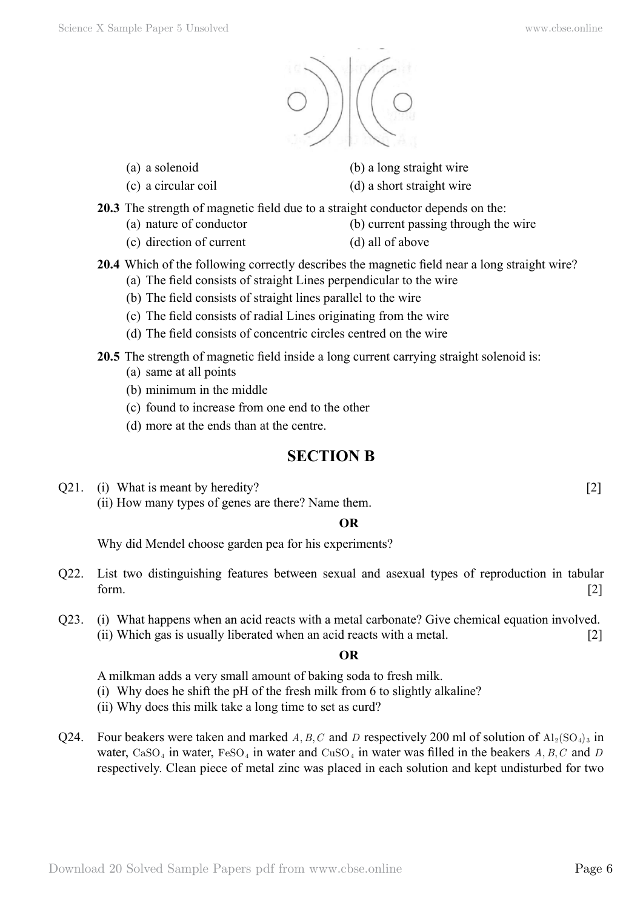(a) a solenoid  
(b) a long straight wire  
(c) a circular coil  
(d) a short straight wire

**20.3** The strength of magnetic field due to a straight conductor depends on the:  
(a) nature of conductor  
(b) current passing through the wire  
(c) direction of current  
(d) all of above

**20.4** Which of the following correctly describes the magnetic field near a long straight wire?  
(a) The field consists of straight Lines perpendicular to the wire  
(b) The field consists of straight lines parallel to the wire  
(c) The field consists of radial Lines originating from the wire  
(d) The field consists of concentric circles centred on the wire

**20.5** The strength of magnetic field inside a long current carrying straight solenoid is:  
(a) same at all points  
(b) minimum in the middle  
(c) found to increase from one end to the other  
(d) more at the ends than at the centre.

## SECTION B

Q21. (i) What is meant by heredity? [2]  
(ii) How many types of genes are there? Name them.

**OR**

Why did Mendel choose garden pea for his experiments?

Q22. List two distinguishing features between sexual and asexual types of reproduction in tabular form. [2]

Q23. (i) What happens when an acid reacts with a metal carbonate? Give chemical equation involved.  
(ii) Which gas is usually liberated when an acid reacts with a metal. [2]

**OR**

A milkman adds a very small amount of baking soda to fresh milk.  
(i) Why does he shift the pH of the fresh milk from 6 to slightly alkaline?  
(ii) Why does this milk take a long time to set as curd?

Q24. Four beakers were taken and marked $A, B, C$ and $D$ respectively 200 ml of solution of $Al_2(SO_4)_3$ in water, $CaSO_4$ in water, $FeSO_4$ in water and $CuSO_4$ in water was filled in the beakers $A, B, C$ and $D$ respectively. Clean piece of metal zinc was placed in each solution and kept undisturbed for two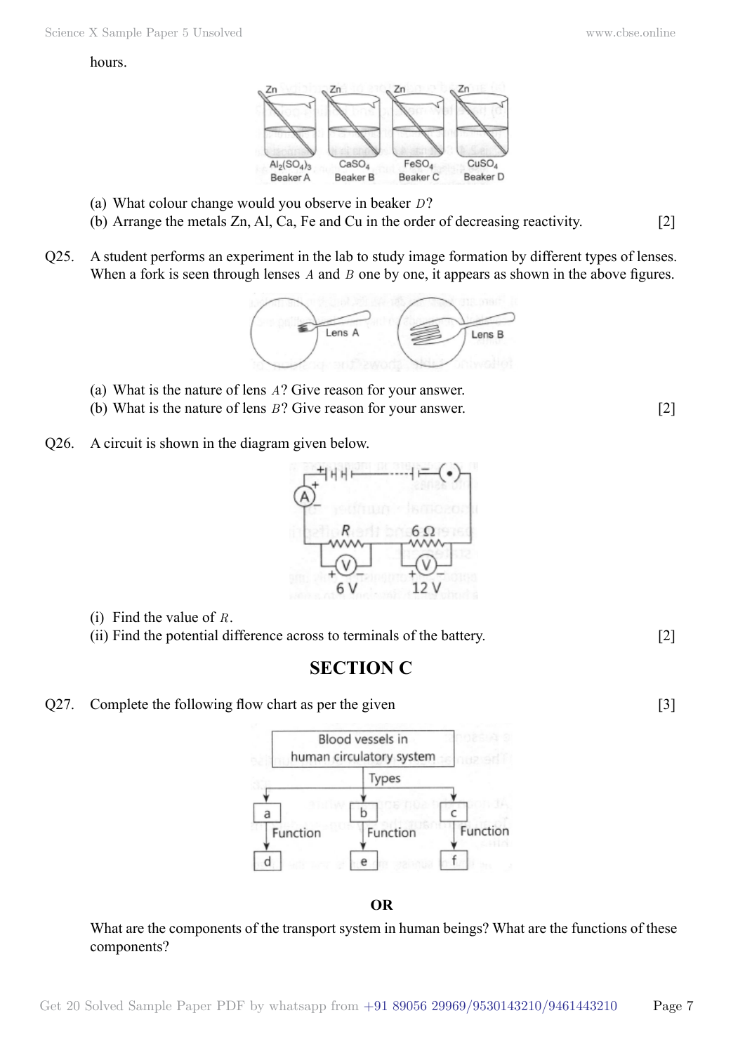hours.

(a) What colour change would you observe in beaker $D$?

(b) Arrange the metals Zn, Al, Ca, Fe and Cu in the order of decreasing reactivity. [2]

Q25. A student performs an experiment in the lab to study image formation by different types of lenses. When a fork is seen through lenses $A$ and $B$ one by one, it appears as shown in the above figures.

(a) What is the nature of lens $A$? Give reason for your answer.

(b) What is the nature of lens $B$? Give reason for your answer. [2]

Q26. A circuit is shown in the diagram given below.

(i) Find the value of $R$.

(ii) Find the potential difference across to terminals of the battery. [2]

## SECTION C

Q27. Complete the following flow chart as per the given [3]

**OR**

What are the components of the transport system in human beings? What are the functions of these components?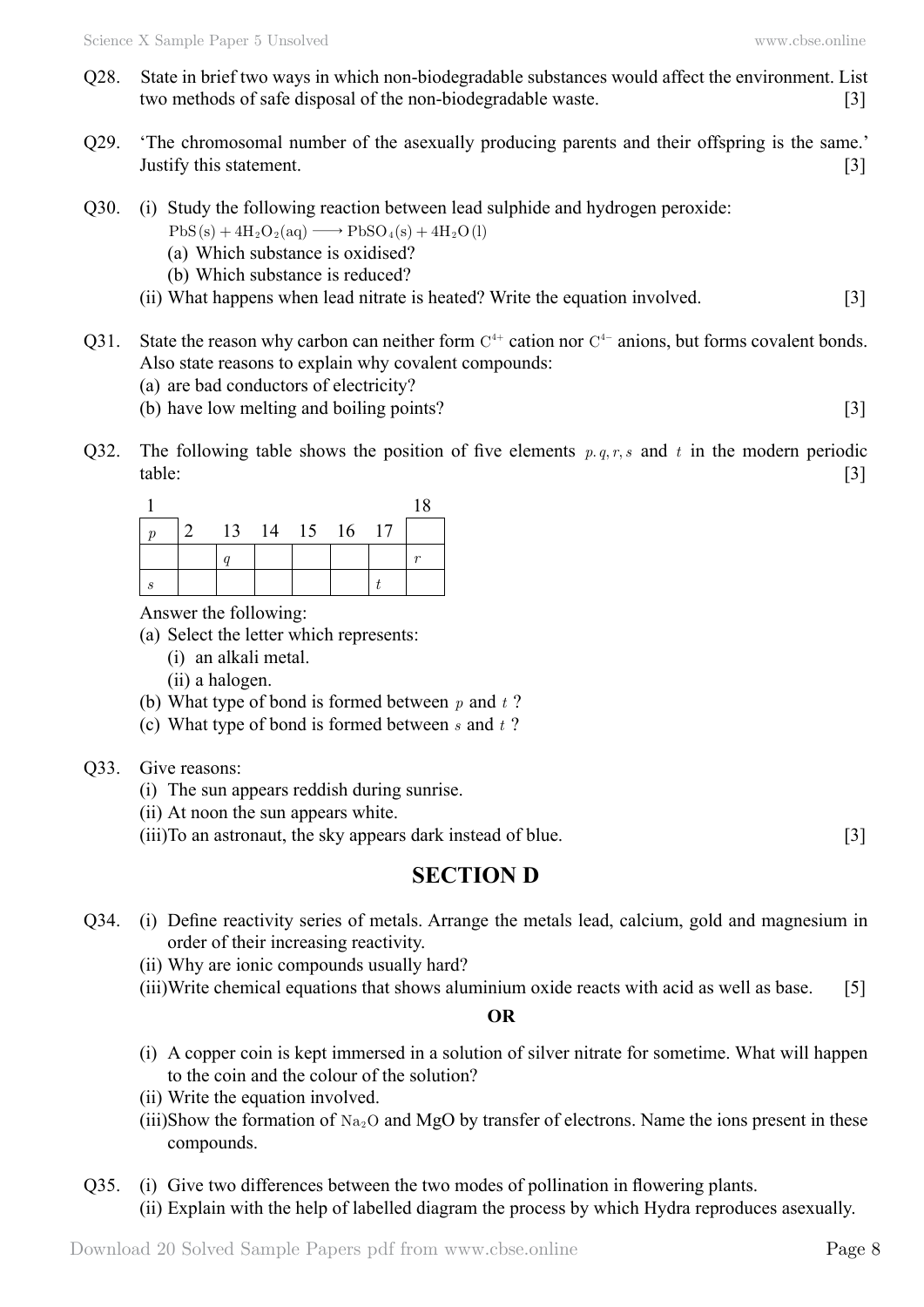Q28. State in brief two ways in which non-biodegradable substances would affect the environment. List two methods of safe disposal of the non-biodegradable waste. [3]

Q29. 'The chromosomal number of the asexually producing parents and their offspring is the same.' Justify this statement. [3]

Q30. (i) Study the following reaction between lead sulphide and hydrogen peroxide:

$$PbS(s) + 4H_2O_2(aq) \longrightarrow PbSO_4(s) + 4H_2O(l)$$

(a) Which substance is oxidised?

(b) Which substance is reduced?

(ii) What happens when lead nitrate is heated? Write the equation involved. [3]

Q31. State the reason why carbon can neither form $C^{4+}$ cation nor $C^{4-}$ anions, but forms covalent bonds. Also state reasons to explain why covalent compounds:

(a) are bad conductors of electricity?

(b) have low melting and boiling points? [3]

Q32. The following table shows the position of five elements $p.q, r, s$ and $t$ in the modern periodic table: [3]

| 1 | | | | | | | 18 |
|---|---|---|---|---|---|---|---|
| $p$ | 2 | 13 | 14 | 15 | 16 | 17 | |
| | | $q$ | | | | | $r$ |
| $s$ | | | | | | $t$ | |

Answer the following:

(a) Select the letter which represents:

(i) an alkali metal.

(ii) a halogen.

(b) What type of bond is formed between $p$ and $t$ ?

(c) What type of bond is formed between $s$ and $t$ ?

Q33. Give reasons:

(i) The sun appears reddish during sunrise.

(ii) At noon the sun appears white.

(iii) To an astronaut, the sky appears dark instead of blue. [3]

## SECTION D

Q34. (i) Define reactivity series of metals. Arrange the metals lead, calcium, gold and magnesium in order of their increasing reactivity.

(ii) Why are ionic compounds usually hard?

(iii) Write chemical equations that shows aluminium oxide reacts with acid as well as base. [5]

**OR**

(i) A copper coin is kept immersed in a solution of silver nitrate for sometime. What will happen to the coin and the colour of the solution?

(ii) Write the equation involved.

(iii) Show the formation of $Na_2O$ and MgO by transfer of electrons. Name the ions present in these compounds.

Q35. (i) Give two differences between the two modes of pollination in flowering plants.

(ii) Explain with the help of labelled diagram the process by which Hydra reproduces asexually.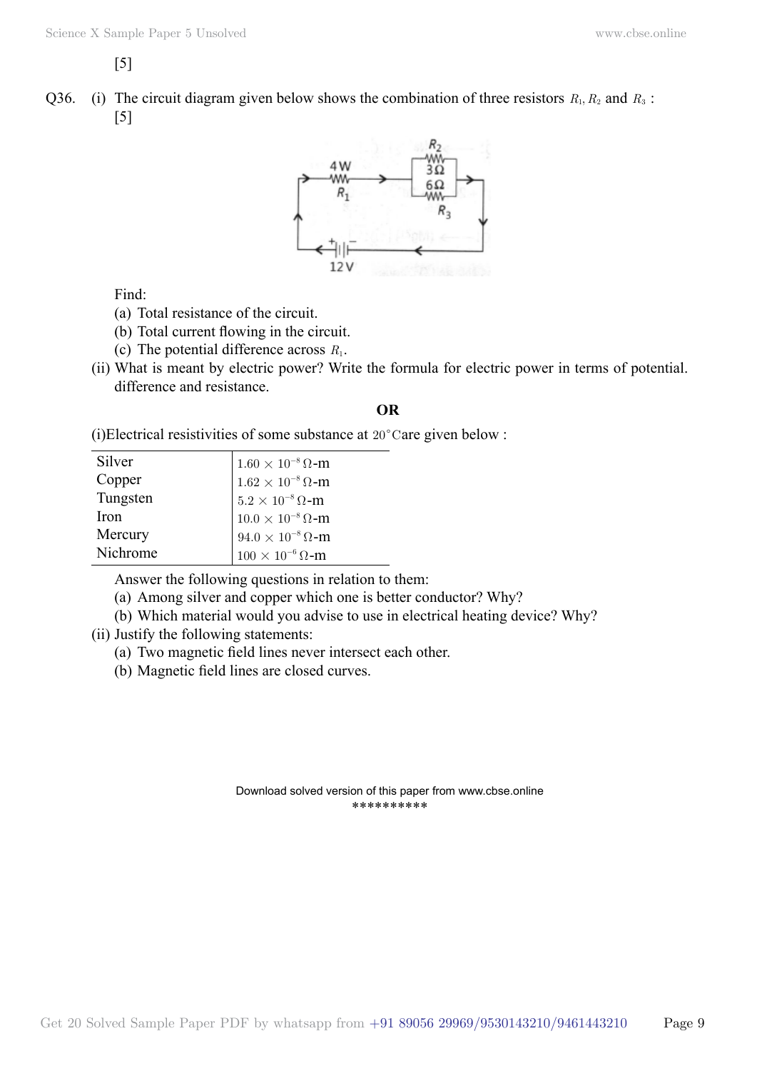[5]

Q36. (i) The circuit diagram given below shows the combination of three resistors $R_1, R_2$ and $R_3$ : [5]

4 W
$R_1$
$R_2$
3Ω
6Ω
$R_3$
12 V

Find:

(a) Total resistance of the circuit.

(b) Total current flowing in the circuit.

(c) The potential difference across $R_1$.

(ii) What is meant by electric power? Write the formula for electric power in terms of potential. difference and resistance.

**OR**

(i)Electrical resistivities of some substance at $20^{\circ}\text{C}$are given below :

| | |
|---|---|
| Silver | $1.60 \times 10^{-8}\,\Omega$-m |
| Copper | $1.62 \times 10^{-8}\,\Omega$-m |
| Tungsten | $5.2 \times 10^{-8}\,\Omega$-m |
| Iron | $10.0 \times 10^{-8}\,\Omega$-m |
| Mercury | $94.0 \times 10^{-8}\,\Omega$-m |
| Nichrome | $100 \times 10^{-6}\,\Omega$-m |

Answer the following questions in relation to them:

(a) Among silver and copper which one is better conductor? Why?

(b) Which material would you advise to use in electrical heating device? Why?

(ii) Justify the following statements:

(a) Two magnetic field lines never intersect each other.

(b) Magnetic field lines are closed curves.

Download solved version of this paper from www.cbse.online

**********